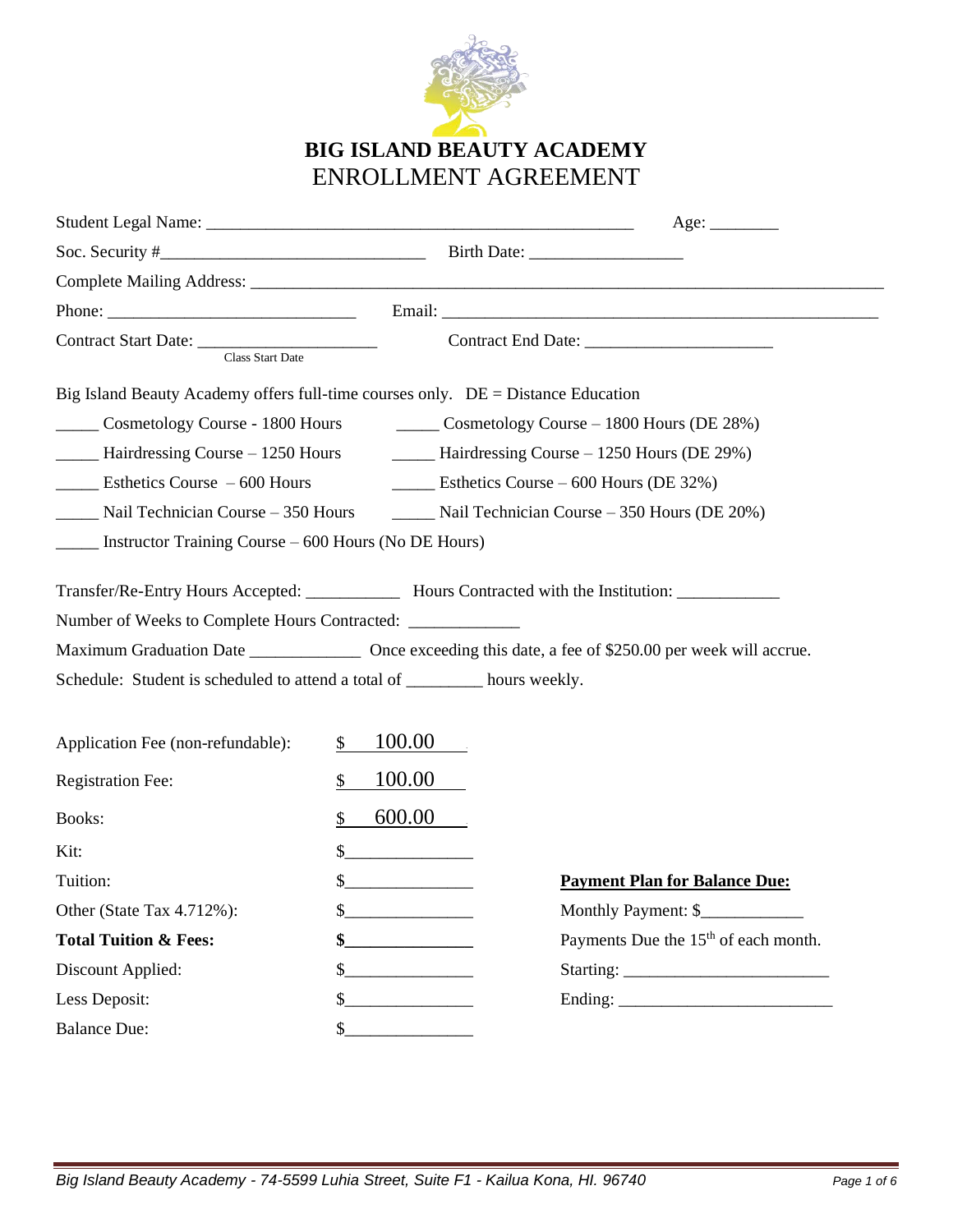# BIG ISLAND BEAUTY ACADEMY

## ENROLLMENT AGREEMENT

Student Legal Name: ___________________________________________________ Age: ________

Soc. Security #_______________________________ Birth Date: _________________

Complete Mailing Address: ___________________________________________________________________________

Phone: _____________________________ Email: ___________________________________________________

Contract Start Date: ____________________ Contract End Date: _____________________
Class Start Date

Big Island Beauty Academy offers full-time courses only. DE = Distance Education

_____ Cosmetology Course - 1800 Hours  _____ Cosmetology Course – 1800 Hours (DE 28%)

_____ Hairdressing Course – 1250 Hours  _____ Hairdressing Course – 1250 Hours (DE 29%)

_____ Esthetics Course – 600 Hours  _____ Esthetics Course – 600 Hours (DE 32%)

_____ Nail Technician Course – 350 Hours  _____ Nail Technician Course – 350 Hours (DE 20%)

_____ Instructor Training Course – 600 Hours (No DE Hours)

Transfer/Re-Entry Hours Accepted: ___________ Hours Contracted with the Institution: ____________

Number of Weeks to Complete Hours Contracted: _____________

Maximum Graduation Date _____________ Once exceeding this date, a fee of $250.00 per week will accrue.

Schedule: Student is scheduled to attend a total of _________ hours weekly.

| | |
|---|---|
| Application Fee (non-refundable): | $ 100.00 |
| Registration Fee: | $ 100.00 |
| Books: | $ 600.00 |
| Kit: | $_______________ |
| Tuition: | $_______________ |
| Other (State Tax 4.712%): | $_______________ |
| **Total Tuition & Fees:** | **$_______________** |
| Discount Applied: | $_______________ |
| Less Deposit: | $_______________ |
| Balance Due: | $_______________ |

**Payment Plan for Balance Due:**

Monthly Payment: $____________

Payments Due the 15th of each month.

Starting: ________________________

Ending: _________________________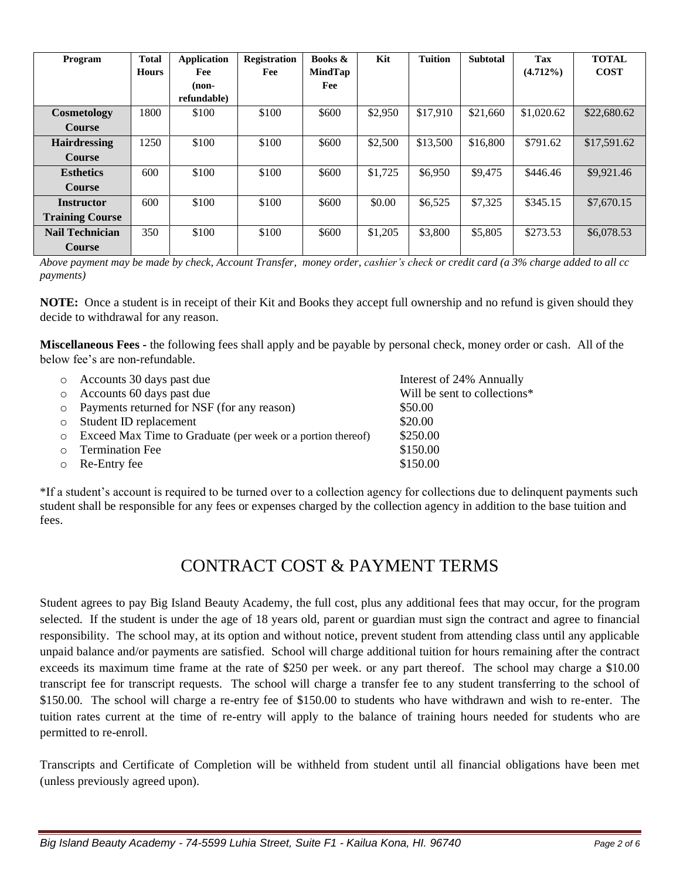| Program | Total Hours | Application Fee (non-refundable) | Registration Fee | Books & MindTap Fee | Kit | Tuition | Subtotal | Tax (4.712%) | TOTAL COST |
|---|---|---|---|---|---|---|---|---|---|
| **Cosmetology Course** | 1800 | $100 | $100 | $600 | $2,950 | $17,910 | $21,660 | $1,020.62 | $22,680.62 |
| **Hairdressing Course** | 1250 | $100 | $100 | $600 | $2,500 | $13,500 | $16,800 | $791.62 | $17,591.62 |
| **Esthetics Course** | 600 | $100 | $100 | $600 | $1,725 | $6,950 | $9,475 | $446.46 | $9,921.46 |
| **Instructor Training Course** | 600 | $100 | $100 | $600 | $0.00 | $6,525 | $7,325 | $345.15 | $7,670.15 |
| **Nail Technician Course** | 350 | $100 | $100 | $600 | $1,205 | $3,800 | $5,805 | $273.53 | $6,078.53 |

*Above payment may be made by check, Account Transfer, money order, cashier's check or credit card (a 3% charge added to all cc payments)*

**NOTE:** Once a student is in receipt of their Kit and Books they accept full ownership and no refund is given should they decide to withdrawal for any reason.

**Miscellaneous Fees -** the following fees shall apply and be payable by personal check, money order or cash. All of the below fee's are non-refundable.

- Accounts 30 days past due — Interest of 24% Annually
- Accounts 60 days past due — Will be sent to collections*
- Payments returned for NSF (for any reason) — $50.00
- Student ID replacement — $20.00
- Exceed Max Time to Graduate (per week or a portion thereof) — $250.00
- Termination Fee — $150.00
- Re-Entry fee — $150.00

*If a student's account is required to be turned over to a collection agency for collections due to delinquent payments such student shall be responsible for any fees or expenses charged by the collection agency in addition to the base tuition and fees.

# CONTRACT COST & PAYMENT TERMS

Student agrees to pay Big Island Beauty Academy, the full cost, plus any additional fees that may occur, for the program selected. If the student is under the age of 18 years old, parent or guardian must sign the contract and agree to financial responsibility. The school may, at its option and without notice, prevent student from attending class until any applicable unpaid balance and/or payments are satisfied. School will charge additional tuition for hours remaining after the contract exceeds its maximum time frame at the rate of $250 per week. or any part thereof. The school may charge a $10.00 transcript fee for transcript requests. The school will charge a transfer fee to any student transferring to the school of $150.00. The school will charge a re-entry fee of $150.00 to students who have withdrawn and wish to re-enter. The tuition rates current at the time of re-entry will apply to the balance of training hours needed for students who are permitted to re-enroll.

Transcripts and Certificate of Completion will be withheld from student until all financial obligations have been met (unless previously agreed upon).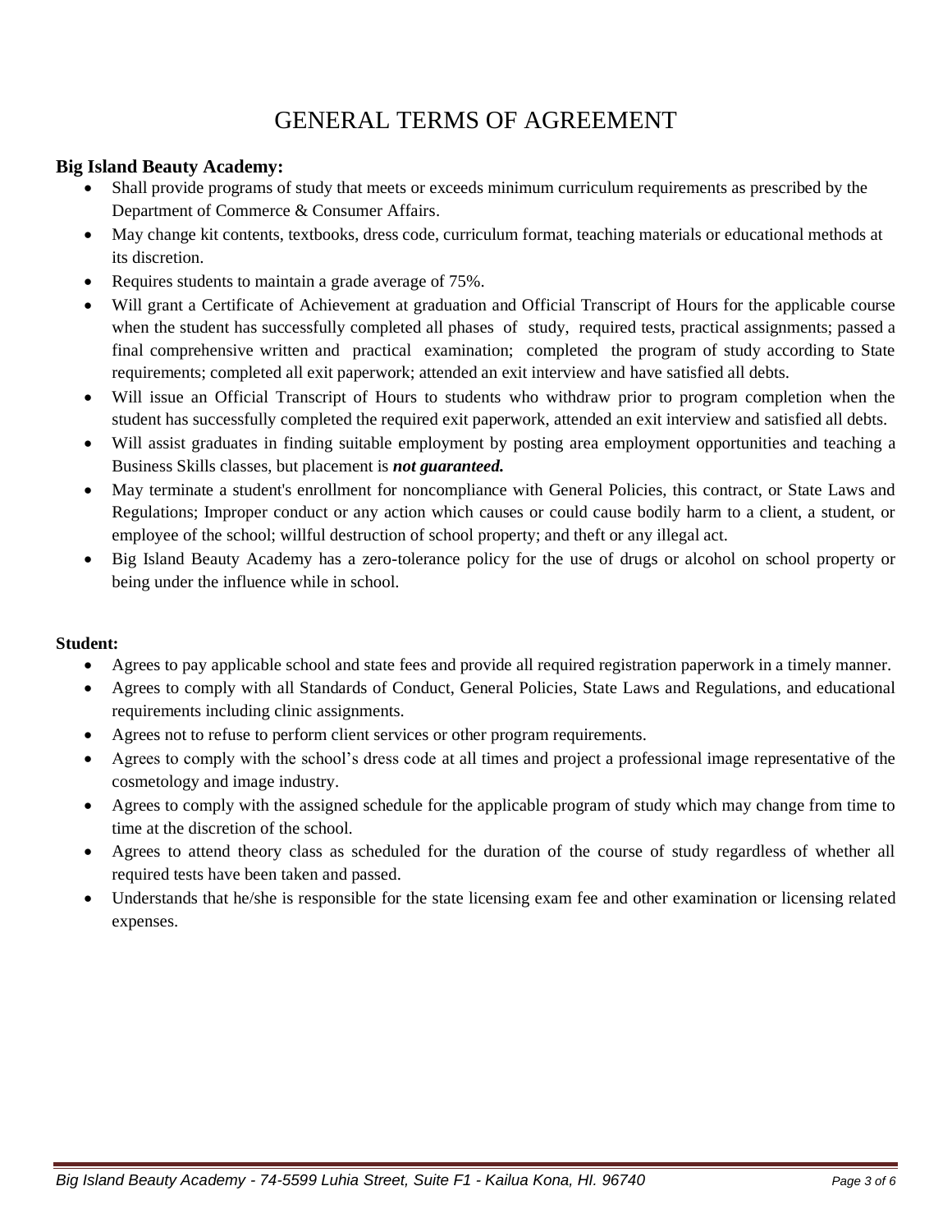# GENERAL TERMS OF AGREEMENT

**Big Island Beauty Academy:**

- Shall provide programs of study that meets or exceeds minimum curriculum requirements as prescribed by the Department of Commerce & Consumer Affairs.
- May change kit contents, textbooks, dress code, curriculum format, teaching materials or educational methods at its discretion.
- Requires students to maintain a grade average of 75%.
- Will grant a Certificate of Achievement at graduation and Official Transcript of Hours for the applicable course when the student has successfully completed all phases of study, required tests, practical assignments; passed a final comprehensive written and practical examination; completed the program of study according to State requirements; completed all exit paperwork; attended an exit interview and have satisfied all debts.
- Will issue an Official Transcript of Hours to students who withdraw prior to program completion when the student has successfully completed the required exit paperwork, attended an exit interview and satisfied all debts.
- Will assist graduates in finding suitable employment by posting area employment opportunities and teaching a Business Skills classes, but placement is ***not guaranteed.***
- May terminate a student's enrollment for noncompliance with General Policies, this contract, or State Laws and Regulations; Improper conduct or any action which causes or could cause bodily harm to a client, a student, or employee of the school; willful destruction of school property; and theft or any illegal act.
- Big Island Beauty Academy has a zero-tolerance policy for the use of drugs or alcohol on school property or being under the influence while in school.

**Student:**

- Agrees to pay applicable school and state fees and provide all required registration paperwork in a timely manner.
- Agrees to comply with all Standards of Conduct, General Policies, State Laws and Regulations, and educational requirements including clinic assignments.
- Agrees not to refuse to perform client services or other program requirements.
- Agrees to comply with the school's dress code at all times and project a professional image representative of the cosmetology and image industry.
- Agrees to comply with the assigned schedule for the applicable program of study which may change from time to time at the discretion of the school.
- Agrees to attend theory class as scheduled for the duration of the course of study regardless of whether all required tests have been taken and passed.
- Understands that he/she is responsible for the state licensing exam fee and other examination or licensing related expenses.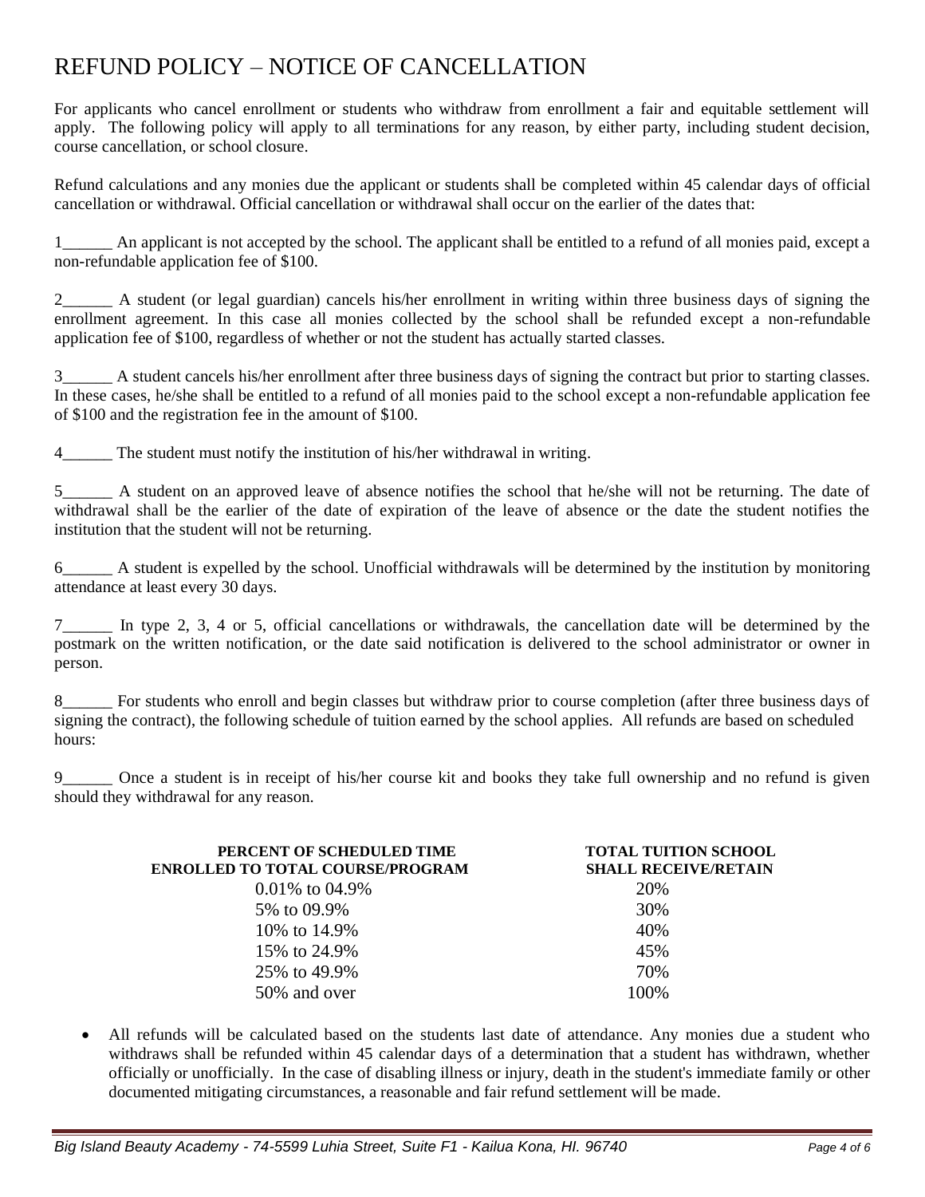# REFUND POLICY – NOTICE OF CANCELLATION

For applicants who cancel enrollment or students who withdraw from enrollment a fair and equitable settlement will apply. The following policy will apply to all terminations for any reason, by either party, including student decision, course cancellation, or school closure.

Refund calculations and any monies due the applicant or students shall be completed within 45 calendar days of official cancellation or withdrawal. Official cancellation or withdrawal shall occur on the earlier of the dates that:

1______ An applicant is not accepted by the school. The applicant shall be entitled to a refund of all monies paid, except a non-refundable application fee of $100.

2______ A student (or legal guardian) cancels his/her enrollment in writing within three business days of signing the enrollment agreement. In this case all monies collected by the school shall be refunded except a non-refundable application fee of $100, regardless of whether or not the student has actually started classes.

3______ A student cancels his/her enrollment after three business days of signing the contract but prior to starting classes. In these cases, he/she shall be entitled to a refund of all monies paid to the school except a non-refundable application fee of $100 and the registration fee in the amount of $100.

4______ The student must notify the institution of his/her withdrawal in writing.

5______ A student on an approved leave of absence notifies the school that he/she will not be returning. The date of withdrawal shall be the earlier of the date of expiration of the leave of absence or the date the student notifies the institution that the student will not be returning.

6______ A student is expelled by the school. Unofficial withdrawals will be determined by the institution by monitoring attendance at least every 30 days.

7______ In type 2, 3, 4 or 5, official cancellations or withdrawals, the cancellation date will be determined by the postmark on the written notification, or the date said notification is delivered to the school administrator or owner in person.

8______ For students who enroll and begin classes but withdraw prior to course completion (after three business days of signing the contract), the following schedule of tuition earned by the school applies. All refunds are based on scheduled hours:

9______ Once a student is in receipt of his/her course kit and books they take full ownership and no refund is given should they withdrawal for any reason.

| PERCENT OF SCHEDULED TIME ENROLLED TO TOTAL COURSE/PROGRAM | TOTAL TUITION SCHOOL SHALL RECEIVE/RETAIN |
|---|---|
| 0.01% to 04.9% | 20% |
| 5% to 09.9% | 30% |
| 10% to 14.9% | 40% |
| 15% to 24.9% | 45% |
| 25% to 49.9% | 70% |
| 50% and over | 100% |

- All refunds will be calculated based on the students last date of attendance. Any monies due a student who withdraws shall be refunded within 45 calendar days of a determination that a student has withdrawn, whether officially or unofficially. In the case of disabling illness or injury, death in the student's immediate family or other documented mitigating circumstances, a reasonable and fair refund settlement will be made.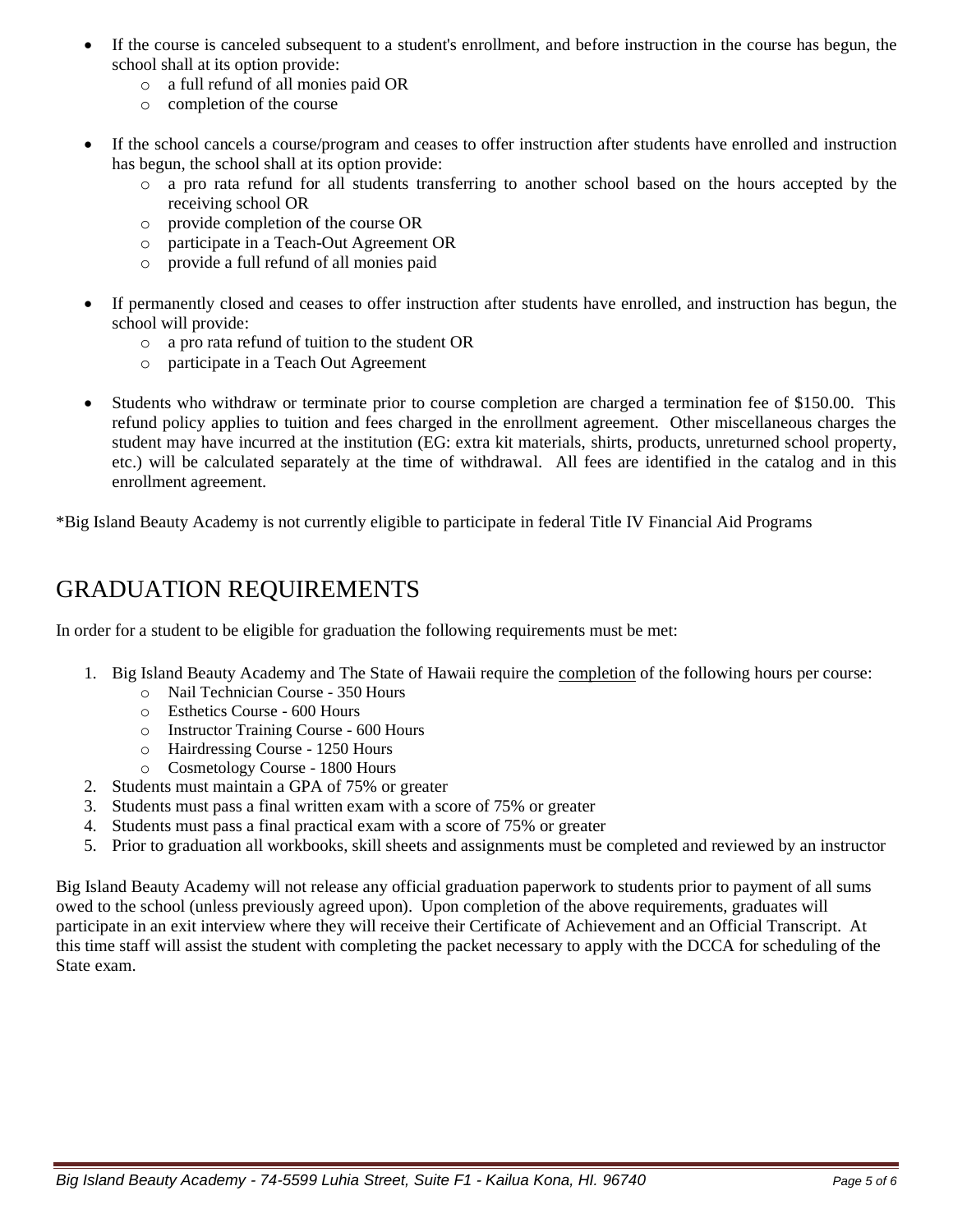- If the course is canceled subsequent to a student's enrollment, and before instruction in the course has begun, the school shall at its option provide:
  - a full refund of all monies paid OR
  - completion of the course

- If the school cancels a course/program and ceases to offer instruction after students have enrolled and instruction has begun, the school shall at its option provide:
  - a pro rata refund for all students transferring to another school based on the hours accepted by the receiving school OR
  - provide completion of the course OR
  - participate in a Teach-Out Agreement OR
  - provide a full refund of all monies paid

- If permanently closed and ceases to offer instruction after students have enrolled, and instruction has begun, the school will provide:
  - a pro rata refund of tuition to the student OR
  - participate in a Teach Out Agreement

- Students who withdraw or terminate prior to course completion are charged a termination fee of $150.00. This refund policy applies to tuition and fees charged in the enrollment agreement. Other miscellaneous charges the student may have incurred at the institution (EG: extra kit materials, shirts, products, unreturned school property, etc.) will be calculated separately at the time of withdrawal. All fees are identified in the catalog and in this enrollment agreement.

*Big Island Beauty Academy is not currently eligible to participate in federal Title IV Financial Aid Programs

# GRADUATION REQUIREMENTS

In order for a student to be eligible for graduation the following requirements must be met:

1. Big Island Beauty Academy and The State of Hawaii require the completion of the following hours per course:
   - Nail Technician Course - 350 Hours
   - Esthetics Course - 600 Hours
   - Instructor Training Course - 600 Hours
   - Hairdressing Course - 1250 Hours
   - Cosmetology Course - 1800 Hours
2. Students must maintain a GPA of 75% or greater
3. Students must pass a final written exam with a score of 75% or greater
4. Students must pass a final practical exam with a score of 75% or greater
5. Prior to graduation all workbooks, skill sheets and assignments must be completed and reviewed by an instructor

Big Island Beauty Academy will not release any official graduation paperwork to students prior to payment of all sums owed to the school (unless previously agreed upon). Upon completion of the above requirements, graduates will participate in an exit interview where they will receive their Certificate of Achievement and an Official Transcript. At this time staff will assist the student with completing the packet necessary to apply with the DCCA for scheduling of the State exam.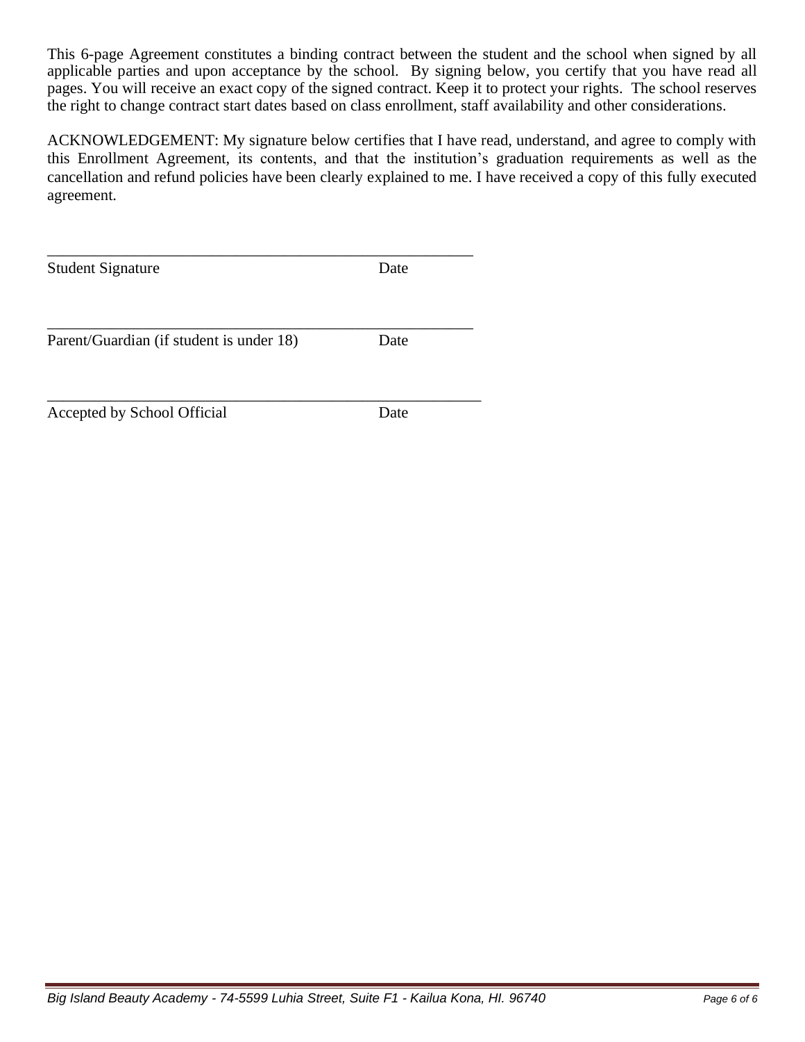This 6-page Agreement constitutes a binding contract between the student and the school when signed by all applicable parties and upon acceptance by the school. By signing below, you certify that you have read all pages. You will receive an exact copy of the signed contract. Keep it to protect your rights. The school reserves the right to change contract start dates based on class enrollment, staff availability and other considerations.

ACKNOWLEDGEMENT: My signature below certifies that I have read, understand, and agree to comply with this Enrollment Agreement, its contents, and that the institution's graduation requirements as well as the cancellation and refund policies have been clearly explained to me. I have received a copy of this fully executed agreement.

_______________________________________________________

Student Signature Date

_______________________________________________________

Parent/Guardian (if student is under 18) Date

_______________________________________________________

Accepted by School Official Date